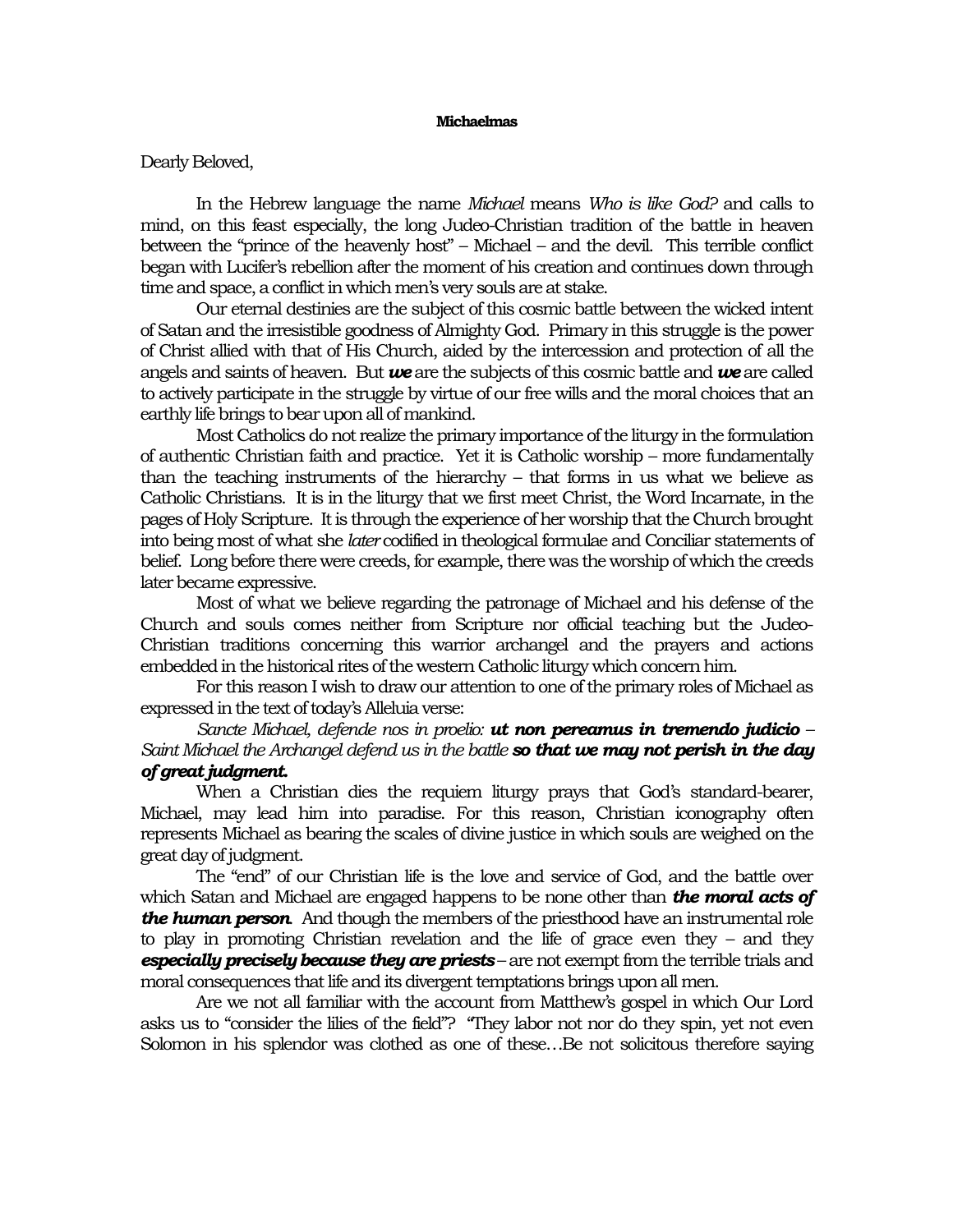**Michaelmas**

Dearly Beloved,

In the Hebrew language the name *Michael* means *Who is like God?* and calls to mind, on this feast especially, the long Judeo-Christian tradition of the battle in heaven between the "prince of the heavenly host" – Michael – and the devil. This terrible conflict began with Lucifer's rebellion after the moment of his creation and continues down through time and space, a conflict in which men's very souls are at stake.

Our eternal destinies are the subject of this cosmic battle between the wicked intent of Satan and the irresistible goodness of Almighty God. Primary in this struggle is the power of Christ allied with that of His Church, aided by the intercession and protection of all the angels and saints of heaven. But ***we*** are the subjects of this cosmic battle and ***we*** are called to actively participate in the struggle by virtue of our free wills and the moral choices that an earthly life brings to bear upon all of mankind.

Most Catholics do not realize the primary importance of the liturgy in the formulation of authentic Christian faith and practice. Yet it is Catholic worship – more fundamentally than the teaching instruments of the hierarchy – that forms in us what we believe as Catholic Christians. It is in the liturgy that we first meet Christ, the Word Incarnate, in the pages of Holy Scripture. It is through the experience of her worship that the Church brought into being most of what she *later* codified in theological formulae and Conciliar statements of belief. Long before there were creeds, for example, there was the worship of which the creeds later became expressive.

Most of what we believe regarding the patronage of Michael and his defense of the Church and souls comes neither from Scripture nor official teaching but the Judeo-Christian traditions concerning this warrior archangel and the prayers and actions embedded in the historical rites of the western Catholic liturgy which concern him.

For this reason I wish to draw our attention to one of the primary roles of Michael as expressed in the text of today's Alleluia verse:

*Sancte Michael, defende nos in proelio:* ***ut non pereamus in tremendo judicio*** – *Saint Michael the Archangel defend us in the battle* ***so that we may not perish in the day of great judgment.***

When a Christian dies the requiem liturgy prays that God's standard-bearer, Michael, may lead him into paradise. For this reason, Christian iconography often represents Michael as bearing the scales of divine justice in which souls are weighed on the great day of judgment.

The "end" of our Christian life is the love and service of God, and the battle over which Satan and Michael are engaged happens to be none other than ***the moral acts of the human person***. And though the members of the priesthood have an instrumental role to play in promoting Christian revelation and the life of grace even they – and they ***especially precisely because they are priests*** – are not exempt from the terrible trials and moral consequences that life and its divergent temptations brings upon all men.

Are we not all familiar with the account from Matthew's gospel in which Our Lord asks us to "consider the lilies of the field"? "They labor not nor do they spin, yet not even Solomon in his splendor was clothed as one of these…Be not solicitous therefore saying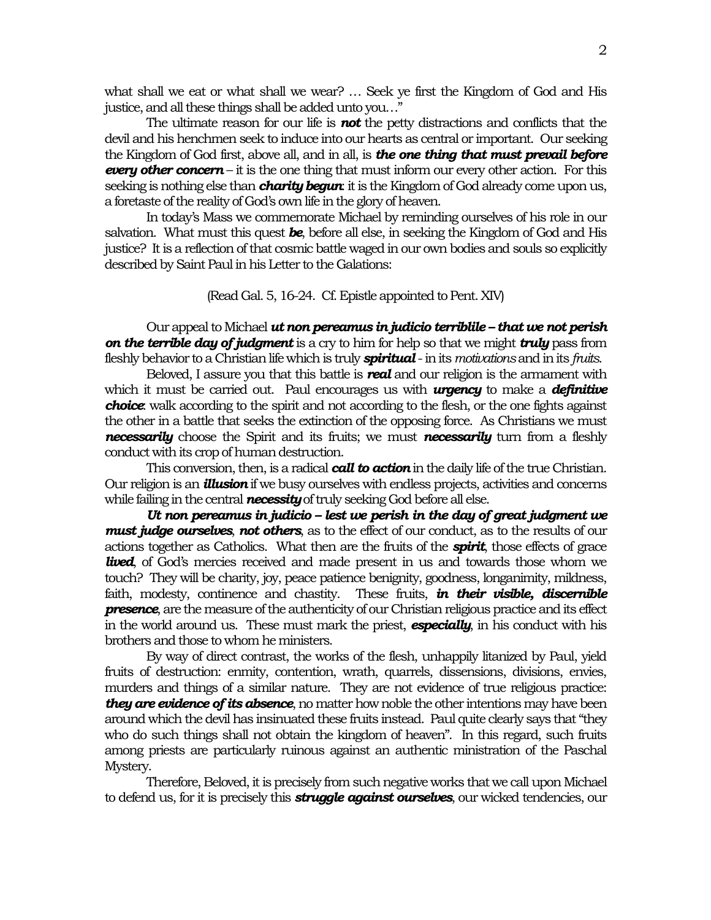what shall we eat or what shall we wear? … Seek ye first the Kingdom of God and His justice, and all these things shall be added unto you…"

The ultimate reason for our life is ***not*** the petty distractions and conflicts that the devil and his henchmen seek to induce into our hearts as central or important. Our seeking the Kingdom of God first, above all, and in all, is ***the one thing that must prevail before every other concern*** – it is the one thing that must inform our every other action. For this seeking is nothing else than ***charity begun***: it is the Kingdom of God already come upon us, a foretaste of the reality of God's own life in the glory of heaven.

In today's Mass we commemorate Michael by reminding ourselves of his role in our salvation. What must this quest ***be***, before all else, in seeking the Kingdom of God and His justice? It is a reflection of that cosmic battle waged in our own bodies and souls so explicitly described by Saint Paul in his Letter to the Galations:

(Read Gal. 5, 16-24. Cf. Epistle appointed to Pent. XIV)

Our appeal to Michael ***ut non pereamus in judicio terriblile – that we not perish on the terrible day of judgment*** is a cry to him for help so that we might ***truly*** pass from fleshly behavior to a Christian life which is truly ***spiritual*** - in its *motivations* and in its *fruits*.

Beloved, I assure you that this battle is ***real*** and our religion is the armament with which it must be carried out. Paul encourages us with ***urgency*** to make a ***definitive choice***: walk according to the spirit and not according to the flesh, or the one fights against the other in a battle that seeks the extinction of the opposing force. As Christians we must ***necessarily*** choose the Spirit and its fruits; we must ***necessarily*** turn from a fleshly conduct with its crop of human destruction.

This conversion, then, is a radical ***call to action*** in the daily life of the true Christian. Our religion is an ***illusion*** if we busy ourselves with endless projects, activities and concerns while failing in the central ***necessity*** of truly seeking God before all else.

***Ut non pereamus in judicio – lest we perish in the day of great judgment we must judge ourselves***, ***not others***, as to the effect of our conduct, as to the results of our actions together as Catholics. What then are the fruits of the ***spirit***, those effects of grace ***lived***, of God's mercies received and made present in us and towards those whom we touch? They will be charity, joy, peace patience benignity, goodness, longanimity, mildness, faith, modesty, continence and chastity. These fruits, ***in their visible, discernible presence***, are the measure of the authenticity of our Christian religious practice and its effect in the world around us. These must mark the priest, ***especially***, in his conduct with his brothers and those to whom he ministers.

By way of direct contrast, the works of the flesh, unhappily litanized by Paul, yield fruits of destruction: enmity, contention, wrath, quarrels, dissensions, divisions, envies, murders and things of a similar nature. They are not evidence of true religious practice: ***they are evidence of its absence***, no matter how noble the other intentions may have been around which the devil has insinuated these fruits instead. Paul quite clearly says that "they who do such things shall not obtain the kingdom of heaven". In this regard, such fruits among priests are particularly ruinous against an authentic ministration of the Paschal Mystery.

Therefore, Beloved, it is precisely from such negative works that we call upon Michael to defend us, for it is precisely this ***struggle against ourselves***, our wicked tendencies, our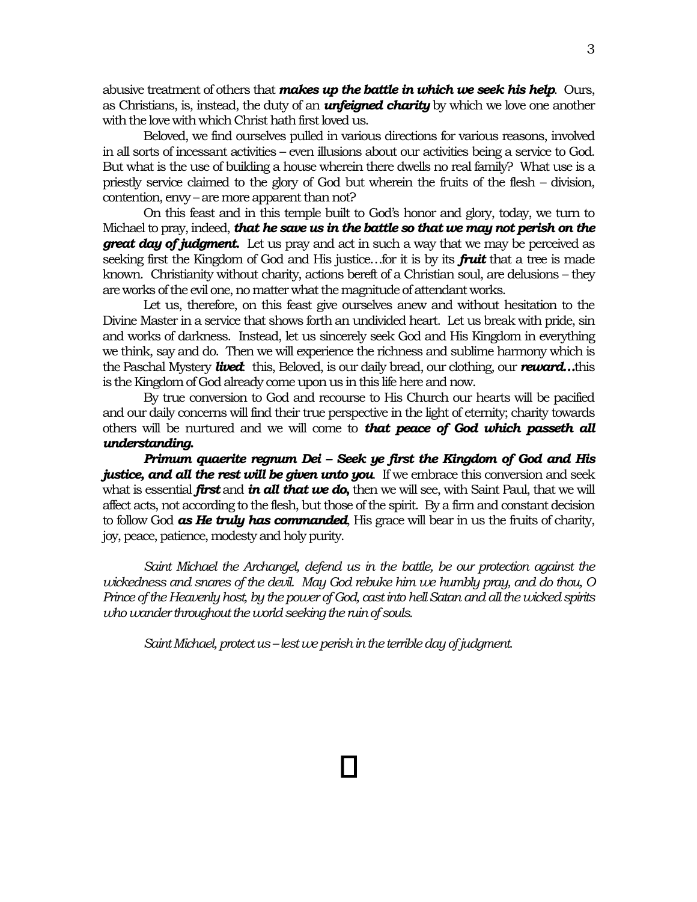abusive treatment of others that ***makes up the battle in which we seek his help***. Ours, as Christians, is, instead, the duty of an ***unfeigned charity*** by which we love one another with the love with which Christ hath first loved us.

Beloved, we find ourselves pulled in various directions for various reasons, involved in all sorts of incessant activities – even illusions about our activities being a service to God. But what is the use of building a house wherein there dwells no real family? What use is a priestly service claimed to the glory of God but wherein the fruits of the flesh – division, contention, envy – are more apparent than not?

On this feast and in this temple built to God's honor and glory, today, we turn to Michael to pray, indeed, ***that he save us in the battle so that we may not perish on the great day of judgment.*** Let us pray and act in such a way that we may be perceived as seeking first the Kingdom of God and His justice…for it is by its ***fruit*** that a tree is made known. Christianity without charity, actions bereft of a Christian soul, are delusions – they are works of the evil one, no matter what the magnitude of attendant works.

Let us, therefore, on this feast give ourselves anew and without hesitation to the Divine Master in a service that shows forth an undivided heart. Let us break with pride, sin and works of darkness. Instead, let us sincerely seek God and His Kingdom in everything we think, say and do. Then we will experience the richness and sublime harmony which is the Paschal Mystery ***lived***: this, Beloved, is our daily bread, our clothing, our ***reward…***this is the Kingdom of God already come upon us in this life here and now.

By true conversion to God and recourse to His Church our hearts will be pacified and our daily concerns will find their true perspective in the light of eternity; charity towards others will be nurtured and we will come to ***that peace of God which passeth all understanding.***

***Primum quaerite regnum Dei – Seek ye first the Kingdom of God and His justice, and all the rest will be given unto you***. If we embrace this conversion and seek what is essential ***first*** and ***in all that we do,*** then we will see, with Saint Paul, that we will affect acts, not according to the flesh, but those of the spirit. By a firm and constant decision to follow God ***as He truly has commanded***, His grace will bear in us the fruits of charity, joy, peace, patience, modesty and holy purity.

*Saint Michael the Archangel, defend us in the battle, be our protection against the wickedness and snares of the devil. May God rebuke him we humbly pray, and do thou, O Prince of the Heavenly host, by the power of God, cast into hell Satan and all the wicked spirits who wander throughout the world seeking the ruin of souls.*

*Saint Michael, protect us – lest we perish in the terrible day of judgment.*